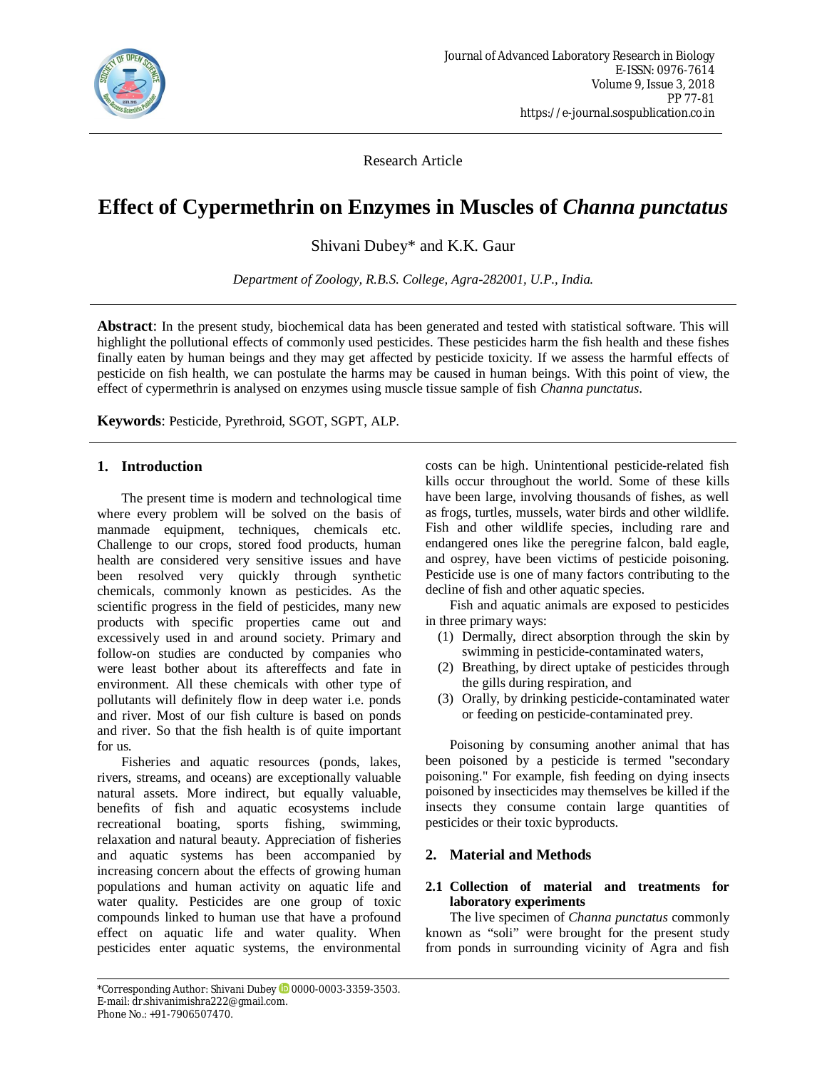Research Article

# Effect of Cypermethrin on Enzymes in Muscles of *Channa punctatus*

Shivani Dubey* and K.K. Gaur

*Department of Zoology, R.B.S. College, Agra-282001, U.P., India.*

**Abstract**: In the present study, biochemical data has been generated and tested with statistical software. This will highlight the pollutional effects of commonly used pesticides. These pesticides harm the fish health and these fishes finally eaten by human beings and they may get affected by pesticide toxicity. If we assess the harmful effects of pesticide on fish health, we can postulate the harms may be caused in human beings. With this point of view, the effect of cypermethrin is analysed on enzymes using muscle tissue sample of fish *Channa punctatus*.

**Keywords**: Pesticide, Pyrethroid, SGOT, SGPT, ALP.

## 1. Introduction

The present time is modern and technological time where every problem will be solved on the basis of manmade equipment, techniques, chemicals etc. Challenge to our crops, stored food products, human health are considered very sensitive issues and have been resolved very quickly through synthetic chemicals, commonly known as pesticides. As the scientific progress in the field of pesticides, many new products with specific properties came out and excessively used in and around society. Primary and follow-on studies are conducted by companies who were least bother about its aftereffects and fate in environment. All these chemicals with other type of pollutants will definitely flow in deep water i.e. ponds and river. Most of our fish culture is based on ponds and river. So that the fish health is of quite important for us.

Fisheries and aquatic resources (ponds, lakes, rivers, streams, and oceans) are exceptionally valuable natural assets. More indirect, but equally valuable, benefits of fish and aquatic ecosystems include recreational boating, sports fishing, swimming, relaxation and natural beauty. Appreciation of fisheries and aquatic systems has been accompanied by increasing concern about the effects of growing human populations and human activity on aquatic life and water quality. Pesticides are one group of toxic compounds linked to human use that have a profound effect on aquatic life and water quality. When pesticides enter aquatic systems, the environmental costs can be high. Unintentional pesticide-related fish kills occur throughout the world. Some of these kills have been large, involving thousands of fishes, as well as frogs, turtles, mussels, water birds and other wildlife. Fish and other wildlife species, including rare and endangered ones like the peregrine falcon, bald eagle, and osprey, have been victims of pesticide poisoning. Pesticide use is one of many factors contributing to the decline of fish and other aquatic species.

Fish and aquatic animals are exposed to pesticides in three primary ways:

(1) Dermally, direct absorption through the skin by swimming in pesticide-contaminated waters,
(2) Breathing, by direct uptake of pesticides through the gills during respiration, and
(3) Orally, by drinking pesticide-contaminated water or feeding on pesticide-contaminated prey.

Poisoning by consuming another animal that has been poisoned by a pesticide is termed "secondary poisoning." For example, fish feeding on dying insects poisoned by insecticides may themselves be killed if the insects they consume contain large quantities of pesticides or their toxic byproducts.

## 2. Material and Methods

### 2.1 Collection of material and treatments for laboratory experiments

The live specimen of *Channa punctatus* commonly known as "soli" were brought for the present study from ponds in surrounding vicinity of Agra and fish

*Corresponding Author: Shivani Dubey 0000-0003-3359-3503.
E-mail: dr.shivanimishra222@gmail.com.
Phone No.: +91-7906507470.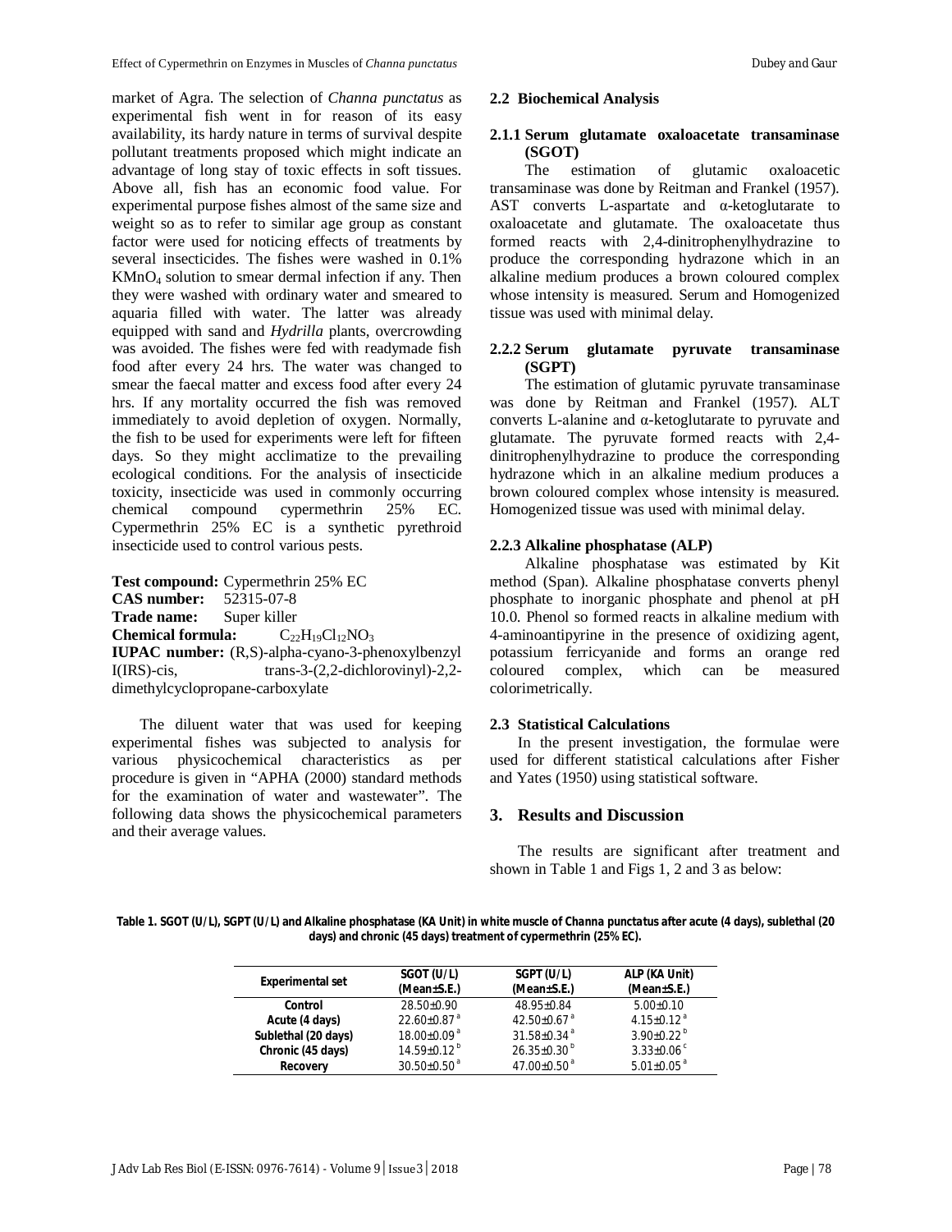market of Agra. The selection of *Channa punctatus* as experimental fish went in for reason of its easy availability, its hardy nature in terms of survival despite pollutant treatments proposed which might indicate an advantage of long stay of toxic effects in soft tissues. Above all, fish has an economic food value. For experimental purpose fishes almost of the same size and weight so as to refer to similar age group as constant factor were used for noticing effects of treatments by several insecticides. The fishes were washed in 0.1% $KMnO_4$ solution to smear dermal infection if any. Then they were washed with ordinary water and smeared to aquaria filled with water. The latter was already equipped with sand and *Hydrilla* plants, overcrowding was avoided. The fishes were fed with readymade fish food after every 24 hrs. The water was changed to smear the faecal matter and excess food after every 24 hrs. If any mortality occurred the fish was removed immediately to avoid depletion of oxygen. Normally, the fish to be used for experiments were left for fifteen days. So they might acclimatize to the prevailing ecological conditions. For the analysis of insecticide toxicity, insecticide was used in commonly occurring chemical compound cypermethrin 25% EC. Cypermethrin 25% EC is a synthetic pyrethroid insecticide used to control various pests.

**Test compound:** Cypermethrin 25% EC
**CAS number:** 52315-07-8
**Trade name:** Super killer
**Chemical formula:** $C_{22}H_{19}Cl_{12}NO_3$
**IUPAC number:** (R,S)-alpha-cyano-3-phenoxylbenzyl I(IRS)-cis, trans-3-(2,2-dichlorovinyl)-2,2-dimethylcyclopropane-carboxylate

The diluent water that was used for keeping experimental fishes was subjected to analysis for various physicochemical characteristics as per procedure is given in "APHA (2000) standard methods for the examination of water and wastewater". The following data shows the physicochemical parameters and their average values.

### 2.2 Biochemical Analysis

#### 2.1.1 Serum glutamate oxaloacetate transaminase (SGOT)

The estimation of glutamic oxaloacetic transaminase was done by Reitman and Frankel (1957). AST converts L-aspartate and α-ketoglutarate to oxaloacetate and glutamate. The oxaloacetate thus formed reacts with 2,4-dinitrophenylhydrazine to produce the corresponding hydrazone which in an alkaline medium produces a brown coloured complex whose intensity is measured. Serum and Homogenized tissue was used with minimal delay.

#### 2.2.2 Serum glutamate pyruvate transaminase (SGPT)

The estimation of glutamic pyruvate transaminase was done by Reitman and Frankel (1957). ALT converts L-alanine and α-ketoglutarate to pyruvate and glutamate. The pyruvate formed reacts with 2,4-dinitrophenylhydrazine to produce the corresponding hydrazone which in an alkaline medium produces a brown coloured complex whose intensity is measured. Homogenized tissue was used with minimal delay.

#### 2.2.3 Alkaline phosphatase (ALP)

Alkaline phosphatase was estimated by Kit method (Span). Alkaline phosphatase converts phenyl phosphate to inorganic phosphate and phenol at pH 10.0. Phenol so formed reacts in alkaline medium with 4-aminoantipyrine in the presence of oxidizing agent, potassium ferricyanide and forms an orange red coloured complex, which can be measured colorimetrically.

### 2.3 Statistical Calculations

In the present investigation, the formulae were used for different statistical calculations after Fisher and Yates (1950) using statistical software.

## 3. Results and Discussion

The results are significant after treatment and shown in Table 1 and Figs 1, 2 and 3 as below:

**Table 1. SGOT (U/L), SGPT (U/L) and Alkaline phosphatase (KA Unit) in white muscle of *Channa punctatus* after acute (4 days), sublethal (20 days) and chronic (45 days) treatment of cypermethrin (25% EC).**

| Experimental set | SGOT (U/L) (Mean±S.E.) | SGPT (U/L) (Mean±S.E.) | ALP (KA Unit) (Mean±S.E.) |
|---|---|---|---|
| Control | 28.50±0.90 | 48.95±0.84 | 5.00±0.10 |
| Acute (4 days) | 22.60±0.87 [a] | 42.50±0.67 [a] | 4.15±0.12 [a] |
| Sublethal (20 days) | 18.00±0.09 [a] | 31.58±0.34 [a] | 3.90±0.22 [b] |
| Chronic (45 days) | 14.59±0.12 [b] | 26.35±0.30 [b] | 3.33±0.06 [c] |
| Recovery | 30.50±0.50 [a] | 47.00±0.50 [a] | 5.01±0.05 [a] |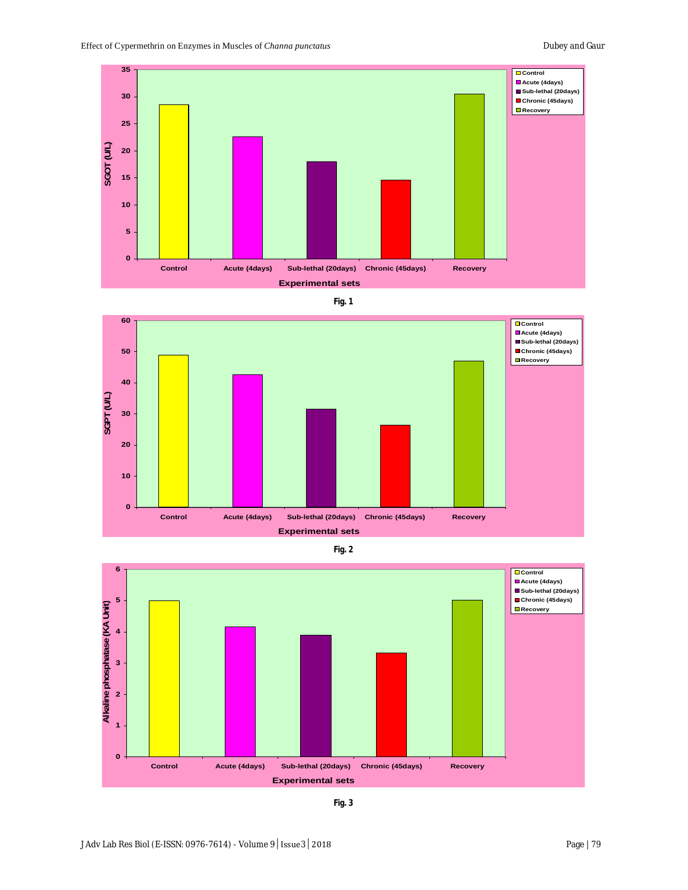Fig. 1

Fig. 2

Fig. 3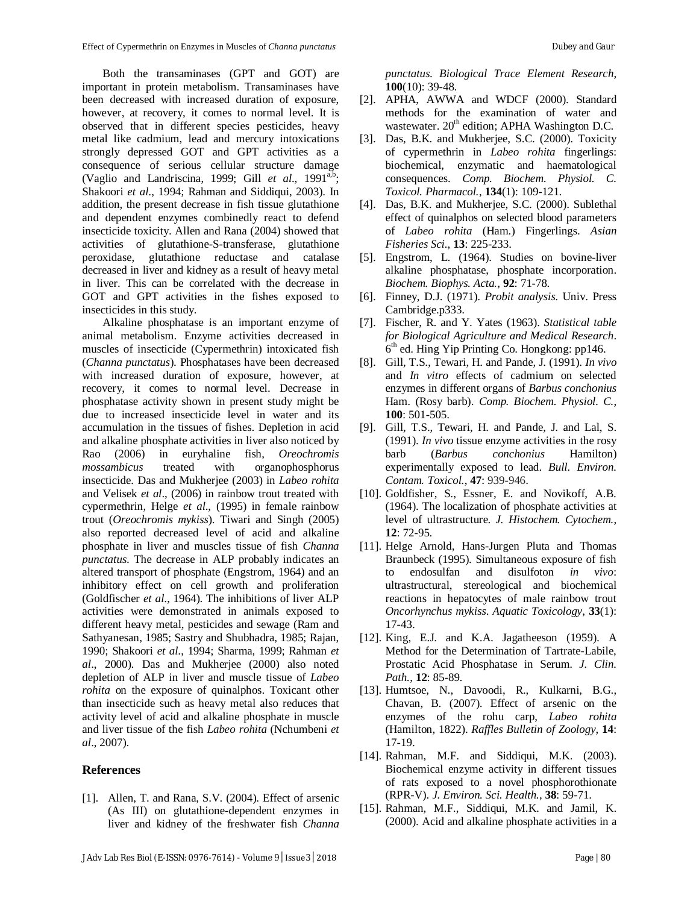Both the transaminases (GPT and GOT) are important in protein metabolism. Transaminases have been decreased with increased duration of exposure, however, at recovery, it comes to normal level. It is observed that in different species pesticides, heavy metal like cadmium, lead and mercury intoxications strongly depressed GOT and GPT activities as a consequence of serious cellular structure damage (Vaglio and Landriscina, 1999; Gill *et al*., 1991[a,b]; Shakoori *et al*., 1994; Rahman and Siddiqui, 2003). In addition, the present decrease in fish tissue glutathione and dependent enzymes combinedly react to defend insecticide toxicity. Allen and Rana (2004) showed that activities of glutathione-S-transferase, glutathione peroxidase, glutathione reductase and catalase decreased in liver and kidney as a result of heavy metal in liver. This can be correlated with the decrease in GOT and GPT activities in the fishes exposed to insecticides in this study.

Alkaline phosphatase is an important enzyme of animal metabolism. Enzyme activities decreased in muscles of insecticide (Cypermethrin) intoxicated fish (*Channa punctatus*). Phosphatases have been decreased with increased duration of exposure, however, at recovery, it comes to normal level. Decrease in phosphatase activity shown in present study might be due to increased insecticide level in water and its accumulation in the tissues of fishes. Depletion in acid and alkaline phosphate activities in liver also noticed by Rao (2006) in euryhaline fish, *Oreochromis mossambicus* treated with organophosphorus insecticide. Das and Mukherjee (2003) in *Labeo rohita* and Velisek *et al*., (2006) in rainbow trout treated with cypermethrin, Helge *et al*., (1995) in female rainbow trout (*Oreochromis mykiss*). Tiwari and Singh (2005) also reported decreased level of acid and alkaline phosphate in liver and muscles tissue of fish *Channa punctatus*. The decrease in ALP probably indicates an altered transport of phosphate (Engstrom, 1964) and an inhibitory effect on cell growth and proliferation (Goldfischer *et al*., 1964). The inhibitions of liver ALP activities were demonstrated in animals exposed to different heavy metal, pesticides and sewage (Ram and Sathyanesan, 1985; Sastry and Shubhadra, 1985; Rajan, 1990; Shakoori *et al*., 1994; Sharma, 1999; Rahman *et al*., 2000). Das and Mukherjee (2000) also noted depletion of ALP in liver and muscle tissue of *Labeo rohita* on the exposure of quinalphos. Toxicant other than insecticide such as heavy metal also reduces that activity level of acid and alkaline phosphate in muscle and liver tissue of the fish *Labeo rohita* (Nchumbeni *et al*., 2007).

## References

[1]. Allen, T. and Rana, S.V. (2004). Effect of arsenic (As III) on glutathione-dependent enzymes in liver and kidney of the freshwater fish *Channa punctatus*. *Biological Trace Element Research*, **100**(10): 39-48.

[2]. APHA, AWWA and WDCF (2000). Standard methods for the examination of water and wastewater. 20th edition; APHA Washington D.C.

[3]. Das, B.K. and Mukherjee, S.C. (2000). Toxicity of cypermethrin in *Labeo rohita* fingerlings: biochemical, enzymatic and haematological consequences. *Comp. Biochem. Physiol. C. Toxicol. Pharmacol.*, **134**(1): 109-121.

[4]. Das, B.K. and Mukherjee, S.C. (2000). Sublethal effect of quinalphos on selected blood parameters of *Labeo rohita* (Ham.) Fingerlings. *Asian Fisheries Sci.*, **13**: 225-233.

[5]. Engstrom, L. (1964). Studies on bovine-liver alkaline phosphatase, phosphate incorporation. *Biochem. Biophys. Acta.*, **92**: 71-78.

[6]. Finney, D.J. (1971). *Probit analysis.* Univ. Press Cambridge.p333.

[7]. Fischer, R. and Y. Yates (1963). *Statistical table for Biological Agriculture and Medical Research*. 6th ed. Hing Yip Printing Co. Hongkong: pp146.

[8]. Gill, T.S., Tewari, H. and Pande, J. (1991). *In vivo* and *In vitro* effects of cadmium on selected enzymes in different organs of *Barbus conchonius* Ham. (Rosy barb). *Comp. Biochem. Physiol. C.*, **100**: 501-505.

[9]. Gill, T.S., Tewari, H. and Pande, J. and Lal, S. (1991). *In vivo* tissue enzyme activities in the rosy barb (*Barbus conchonius* Hamilton) experimentally exposed to lead. *Bull. Environ. Contam. Toxicol.*, **47**: 939-946.

[10]. Goldfisher, S., Essner, E. and Novikoff, A.B. (1964). The localization of phosphate activities at level of ultrastructure. *J. Histochem. Cytochem.*, **12**: 72-95.

[11]. Helge Arnold, Hans-Jurgen Pluta and Thomas Braunbeck (1995). Simultaneous exposure of fish to endosulfan and disulfoton *in vivo*: ultrastructural, stereological and biochemical reactions in hepatocytes of male rainbow trout *Oncorhynchus mykiss*. *Aquatic Toxicology*, **33**(1): 17-43.

[12]. King, E.J. and K.A. Jagatheeson (1959). A Method for the Determination of Tartrate-Labile, Prostatic Acid Phosphatase in Serum. *J. Clin. Path.*, **12**: 85-89.

[13]. Humtsoe, N., Davoodi, R., Kulkarni, B.G., Chavan, B. (2007). Effect of arsenic on the enzymes of the rohu carp, *Labeo rohita* (Hamilton, 1822). *Raffles Bulletin of Zoology*, **14**: 17-19.

[14]. Rahman, M.F. and Siddiqui, M.K. (2003). Biochemical enzyme activity in different tissues of rats exposed to a novel phosphorothionate (RPR-V). *J. Environ. Sci. Health.*, **38**: 59-71.

[15]. Rahman, M.F., Siddiqui, M.K. and Jamil, K. (2000). Acid and alkaline phosphate activities in a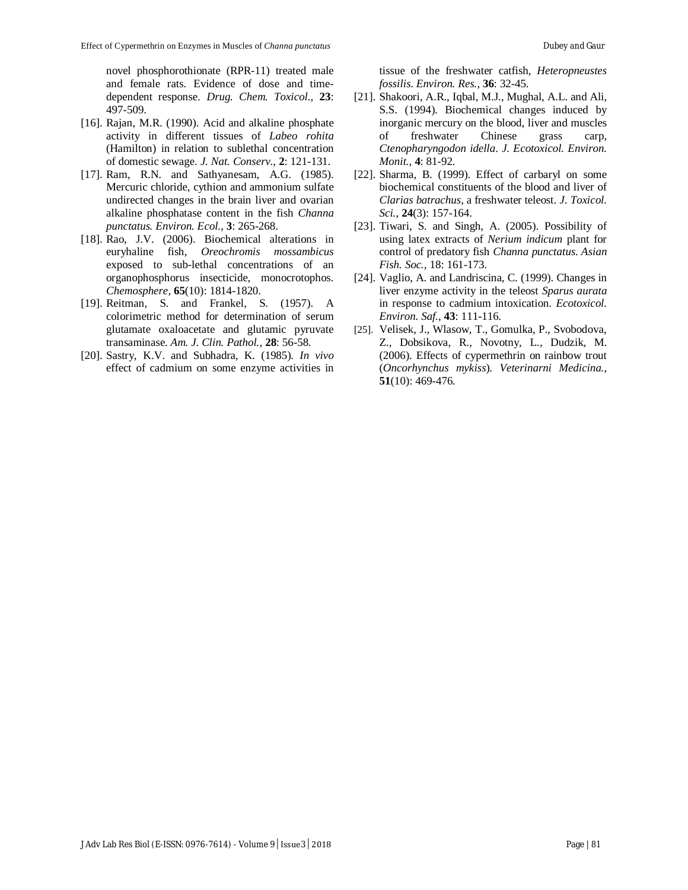novel phosphorothionate (RPR-11) treated male and female rats. Evidence of dose and time-dependent response. *Drug. Chem. Toxicol.*, **23**: 497-509.

[16]. Rajan, M.R. (1990). Acid and alkaline phosphate activity in different tissues of *Labeo rohita* (Hamilton) in relation to sublethal concentration of domestic sewage. *J. Nat. Conserv.*, **2**: 121-131.

[17]. Ram, R.N. and Sathyanesam, A.G. (1985). Mercuric chloride, cythion and ammonium sulfate undirected changes in the brain liver and ovarian alkaline phosphatase content in the fish *Channa punctatus. Environ. Ecol.*, **3**: 265-268.

[18]. Rao, J.V. (2006). Biochemical alterations in euryhaline fish, *Oreochromis mossambicus* exposed to sub-lethal concentrations of an organophosphorus insecticide, monocrotophos. *Chemosphere*, **65**(10): 1814-1820.

[19]. Reitman, S. and Frankel, S. (1957). A colorimetric method for determination of serum glutamate oxaloacetate and glutamic pyruvate transaminase. *Am. J. Clin. Pathol.*, **28**: 56-58.

[20]. Sastry, K.V. and Subhadra, K. (1985). *In vivo* effect of cadmium on some enzyme activities in tissue of the freshwater catfish, *Heteropneustes fossilis. Environ. Res.*, **36**: 32-45.

[21]. Shakoori, A.R., Iqbal, M.J., Mughal, A.L. and Ali, S.S. (1994). Biochemical changes induced by inorganic mercury on the blood, liver and muscles of freshwater Chinese grass carp, *Ctenopharyngodon idella*. *J. Ecotoxicol. Environ. Monit.*, **4**: 81-92.

[22]. Sharma, B. (1999). Effect of carbaryl on some biochemical constituents of the blood and liver of *Clarias batrachus*, a freshwater teleost. *J. Toxicol. Sci.*, **24**(3): 157-164.

[23]. Tiwari, S. and Singh, A. (2005). Possibility of using latex extracts of *Nerium indicum* plant for control of predatory fish *Channa punctatus*. *Asian Fish. Soc.*, 18: 161-173.

[24]. Vaglio, A. and Landriscina, C. (1999). Changes in liver enzyme activity in the teleost *Sparus aurata* in response to cadmium intoxication. *Ecotoxicol. Environ. Saf.*, **43**: 111-116.

[25]. Velisek, J., Wlasow, T., Gomulka, P., Svobodova, Z., Dobsikova, R., Novotny, L., Dudzik, M. (2006). Effects of cypermethrin on rainbow trout (*Oncorhynchus mykiss*). *Veterinarni Medicina.*, **51**(10): 469-476.